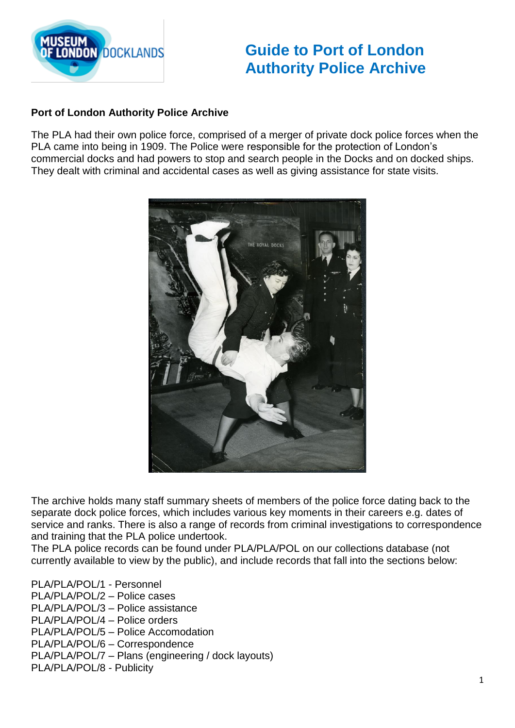# Guide to Port of London Authority Police Archive

**Port of London Authority Police Archive**

The PLA had their own police force, comprised of a merger of private dock police forces when the PLA came into being in 1909. The Police were responsible for the protection of London's commercial docks and had powers to stop and search people in the Docks and on docked ships. They dealt with criminal and accidental cases as well as giving assistance for state visits.

The archive holds many staff summary sheets of members of the police force dating back to the separate dock police forces, which includes various key moments in their careers e.g. dates of service and ranks. There is also a range of records from criminal investigations to correspondence and training that the PLA police undertook.
The PLA police records can be found under PLA/PLA/POL on our collections database (not currently available to view by the public), and include records that fall into the sections below:

PLA/PLA/POL/1 - Personnel
PLA/PLA/POL/2 – Police cases
PLA/PLA/POL/3 – Police assistance
PLA/PLA/POL/4 – Police orders
PLA/PLA/POL/5 – Police Accomodation
PLA/PLA/POL/6 – Correspondence
PLA/PLA/POL/7 – Plans (engineering / dock layouts)
PLA/PLA/POL/8 - Publicity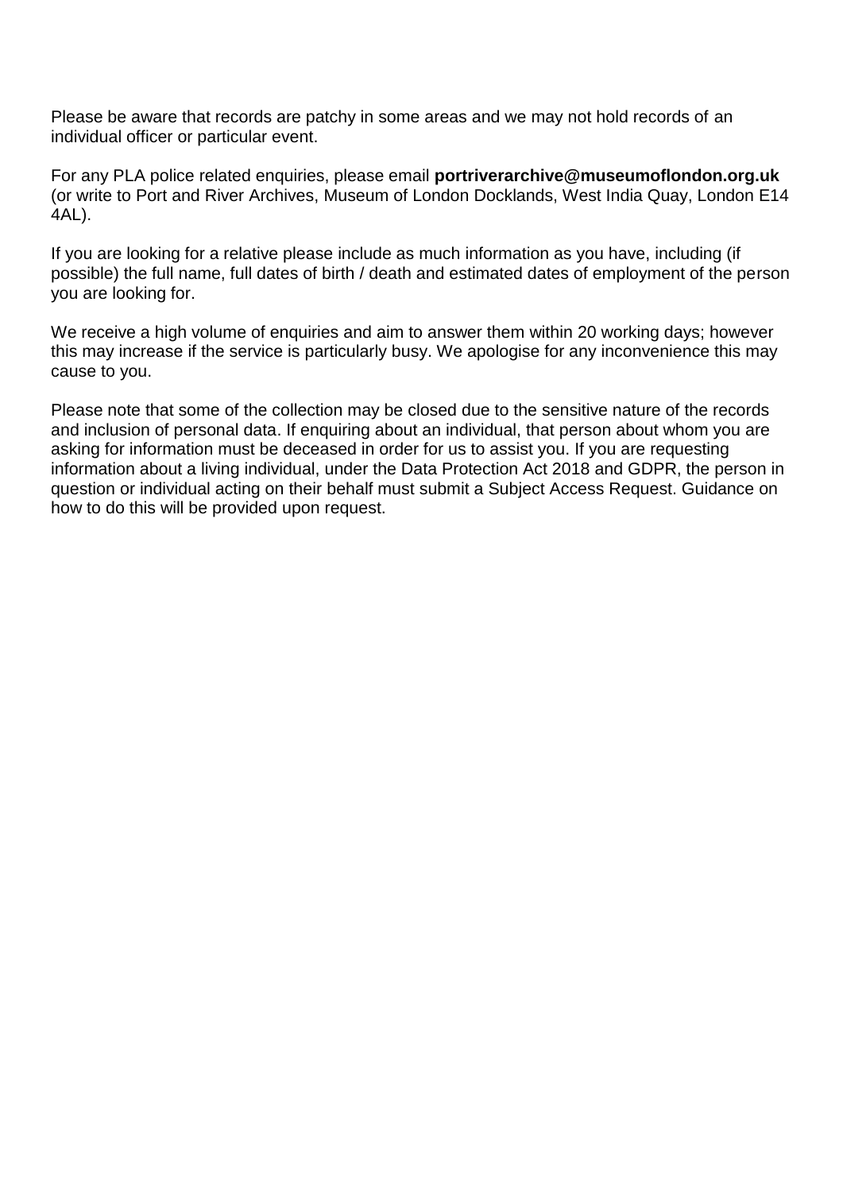Please be aware that records are patchy in some areas and we may not hold records of an individual officer or particular event.

For any PLA police related enquiries, please email **portriverarchive@museumoflondon.org.uk** (or write to Port and River Archives, Museum of London Docklands, West India Quay, London E14 4AL).

If you are looking for a relative please include as much information as you have, including (if possible) the full name, full dates of birth / death and estimated dates of employment of the person you are looking for.

We receive a high volume of enquiries and aim to answer them within 20 working days; however this may increase if the service is particularly busy. We apologise for any inconvenience this may cause to you.

Please note that some of the collection may be closed due to the sensitive nature of the records and inclusion of personal data. If enquiring about an individual, that person about whom you are asking for information must be deceased in order for us to assist you. If you are requesting information about a living individual, under the Data Protection Act 2018 and GDPR, the person in question or individual acting on their behalf must submit a Subject Access Request. Guidance on how to do this will be provided upon request.